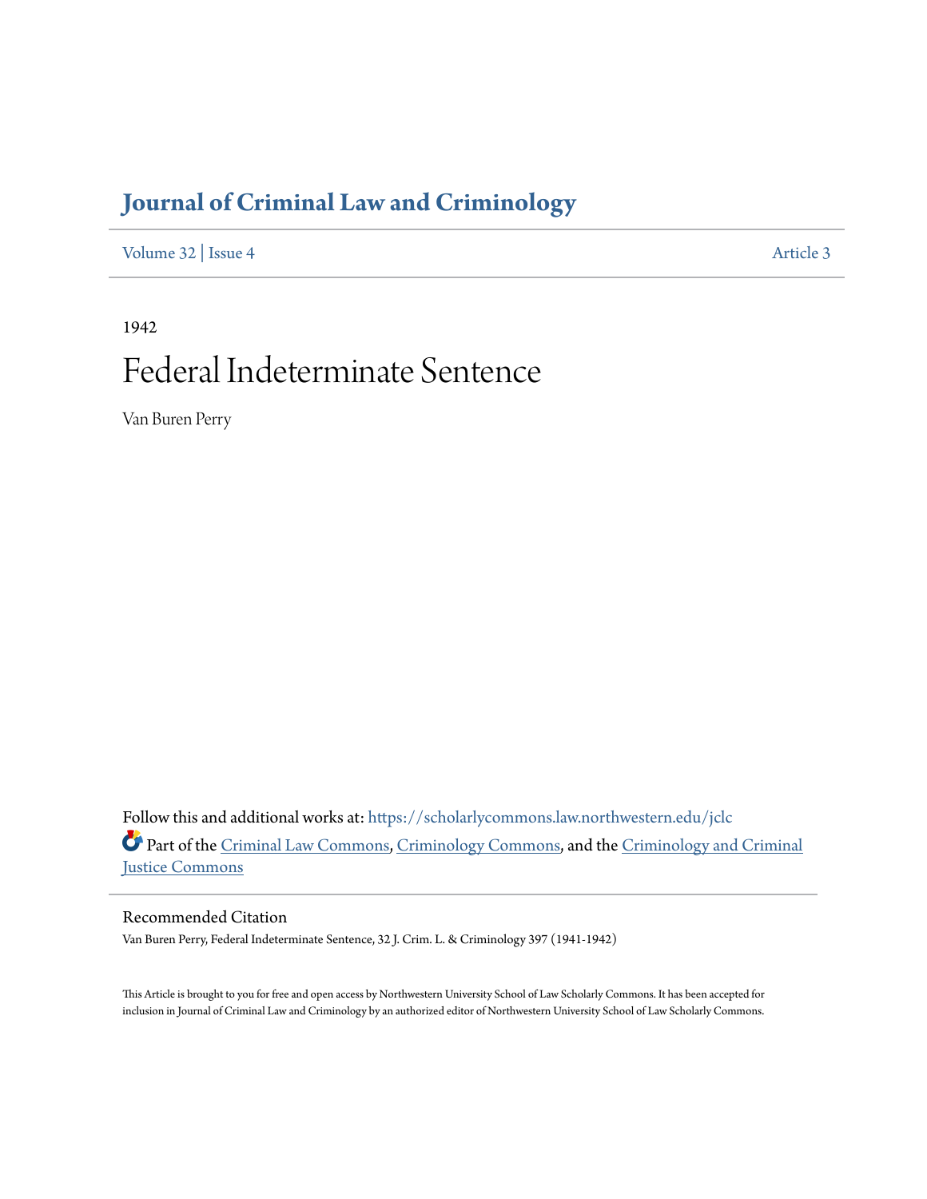# Journal of Criminal Law and Criminology

Volume 32 | Issue 4

Article 3

1942

# Federal Indeterminate Sentence

Van Buren Perry

Follow this and additional works at: https://scholarlycommons.law.northwestern.edu/jclc

Part of the Criminal Law Commons, Criminology Commons, and the Criminology and Criminal Justice Commons

## Recommended Citation

Van Buren Perry, Federal Indeterminate Sentence, 32 J. Crim. L. & Criminology 397 (1941-1942)

This Article is brought to you for free and open access by Northwestern University School of Law Scholarly Commons. It has been accepted for inclusion in Journal of Criminal Law and Criminology by an authorized editor of Northwestern University School of Law Scholarly Commons.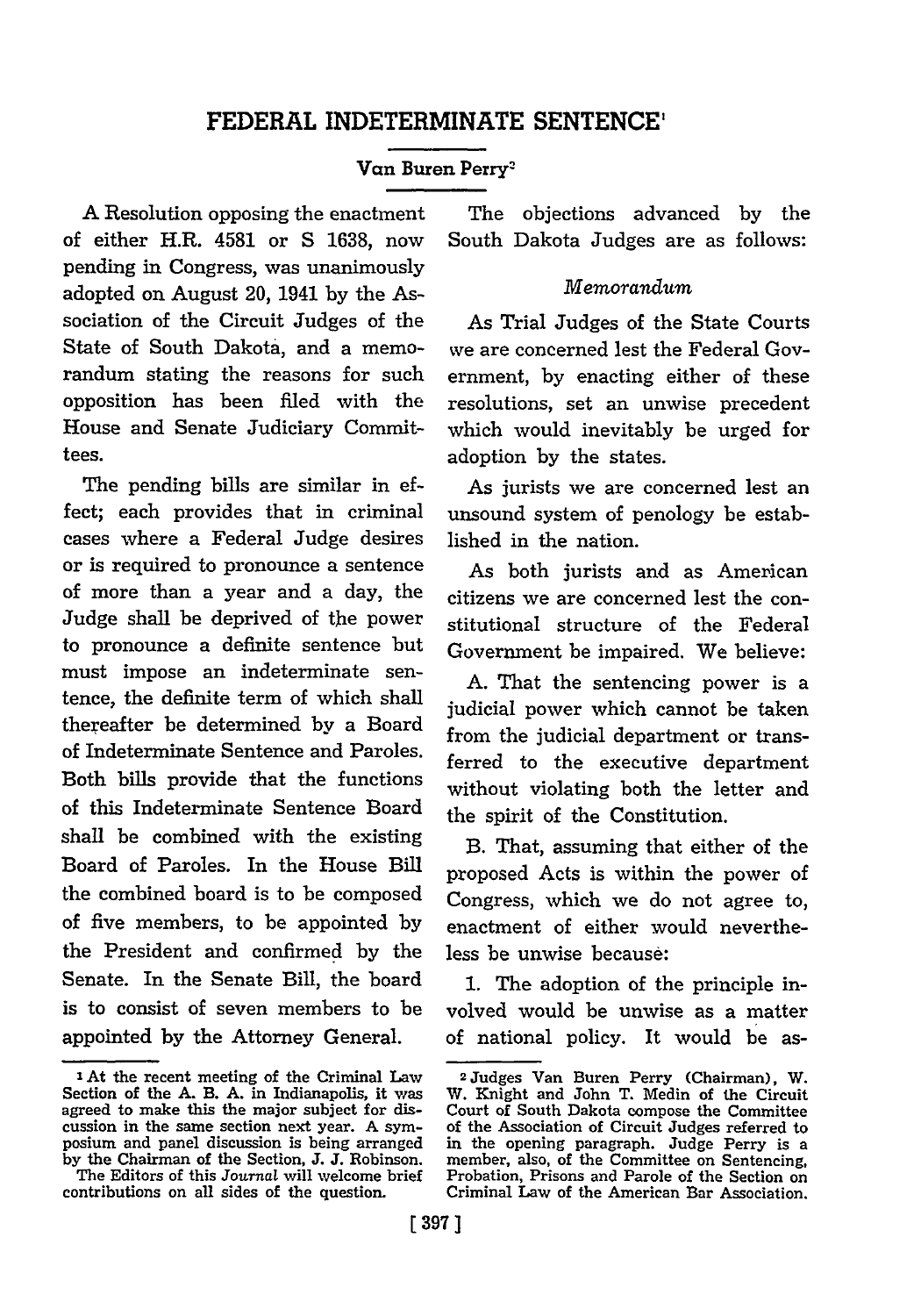# FEDERAL INDETERMINATE SENTENCE[1]

## Van Buren Perry[2]

A Resolution opposing the enactment of either H.R. 4581 or S 1638, now pending in Congress, was unanimously adopted on August 20, 1941 by the Association of the Circuit Judges of the State of South Dakota, and a memorandum stating the reasons for such opposition has been filed with the House and Senate Judiciary Committees.

The pending bills are similar in effect; each provides that in criminal cases where a Federal Judge desires or is required to pronounce a sentence of more than a year and a day, the Judge shall be deprived of the power to pronounce a definite sentence but must impose an indeterminate sentence, the definite term of which shall thereafter be determined by a Board of Indeterminate Sentence and Paroles. Both bills provide that the functions of this Indeterminate Sentence Board shall be combined with the existing Board of Paroles. In the House Bill the combined board is to be composed of five members, to be appointed by the President and confirmed by the Senate. In the Senate Bill, the board is to consist of seven members to be appointed by the Attorney General.

The objections advanced by the South Dakota Judges are as follows:

*Memorandum*

As Trial Judges of the State Courts we are concerned lest the Federal Government, by enacting either of these resolutions, set an unwise precedent which would inevitably be urged for adoption by the states.

As jurists we are concerned lest an unsound system of penology be established in the nation.

As both jurists and as American citizens we are concerned lest the constitutional structure of the Federal Government be impaired. We believe:

A. That the sentencing power is a judicial power which cannot be taken from the judicial department or transferred to the executive department without violating both the letter and the spirit of the Constitution.

B. That, assuming that either of the proposed Acts is within the power of Congress, which we do not agree to, enactment of either would nevertheless be unwise because:

1. The adoption of the principle involved would be unwise as a matter of national policy. It would be as-

---

[1] At the recent meeting of the Criminal Law Section of the A. B. A. in Indianapolis, it was agreed to make this the major subject for discussion in the same section next year. A symposium and panel discussion is being arranged by the Chairman of the Section, J. J. Robinson.

The Editors of this *Journal* will welcome brief contributions on all sides of the question.

[2] Judges Van Buren Perry (Chairman), W. W. Knight and John T. Medin of the Circuit Court of South Dakota compose the Committee of the Association of Circuit Judges referred to in the opening paragraph. Judge Perry is a member, also, of the Committee on Sentencing, Probation, Prisons and Parole of the Section on Criminal Law of the American Bar Association.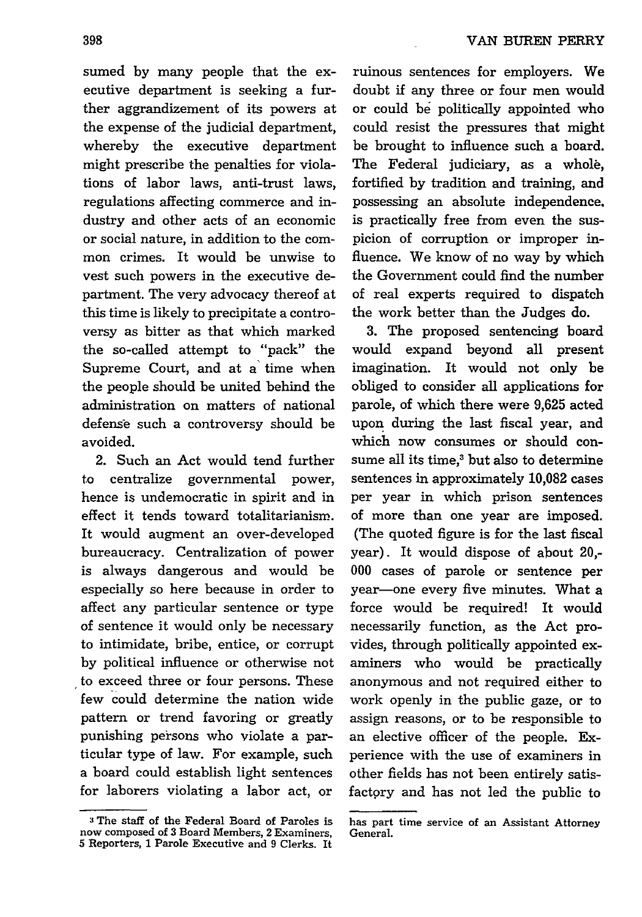sumed by many people that the executive department is seeking a further aggrandizement of its powers at the expense of the judicial department, whereby the executive department might prescribe the penalties for violations of labor laws, anti-trust laws, regulations affecting commerce and industry and other acts of an economic or social nature, in addition to the common crimes. It would be unwise to vest such powers in the executive department. The very advocacy thereof at this time is likely to precipitate a controversy as bitter as that which marked the so-called attempt to "pack" the Supreme Court, and at a time when the people should be united behind the administration on matters of national defense such a controversy should be avoided.

2. Such an Act would tend further to centralize governmental power, hence is undemocratic in spirit and in effect it tends toward totalitarianism. It would augment an over-developed bureaucracy. Centralization of power is always dangerous and would be especially so here because in order to affect any particular sentence or type of sentence it would only be necessary to intimidate, bribe, entice, or corrupt by political influence or otherwise not to exceed three or four persons. These few could determine the nation wide pattern or trend favoring or greatly punishing persons who violate a particular type of law. For example, such a board could establish light sentences for laborers violating a labor act, or ruinous sentences for employers. We doubt if any three or four men would or could be politically appointed who could resist the pressures that might be brought to influence such a board. The Federal judiciary, as a whole, fortified by tradition and training, and possessing an absolute independence, is practically free from even the suspicion of corruption or improper influence. We know of no way by which the Government could find the number of real experts required to dispatch the work better than the Judges do.

3. The proposed sentencing board would expand beyond all present imagination. It would not only be obliged to consider all applications for parole, of which there were 9,625 acted upon during the last fiscal year, and which now consumes or should consume all its time,[3] but also to determine sentences in approximately 10,082 cases per year in which prison sentences of more than one year are imposed. (The quoted figure is for the last fiscal year). It would dispose of about 20,000 cases of parole or sentence per year—one every five minutes. What a force would be required! It would necessarily function, as the Act provides, through politically appointed examiners who would be practically anonymous and not required either to work openly in the public gaze, or to assign reasons, or to be responsible to an elective officer of the people. Experience with the use of examiners in other fields has not been entirely satisfactory and has not led the public to

---

[3] The staff of the Federal Board of Paroles is now composed of 3 Board Members, 2 Examiners, 5 Reporters, 1 Parole Executive and 9 Clerks. It has part time service of an Assistant Attorney General.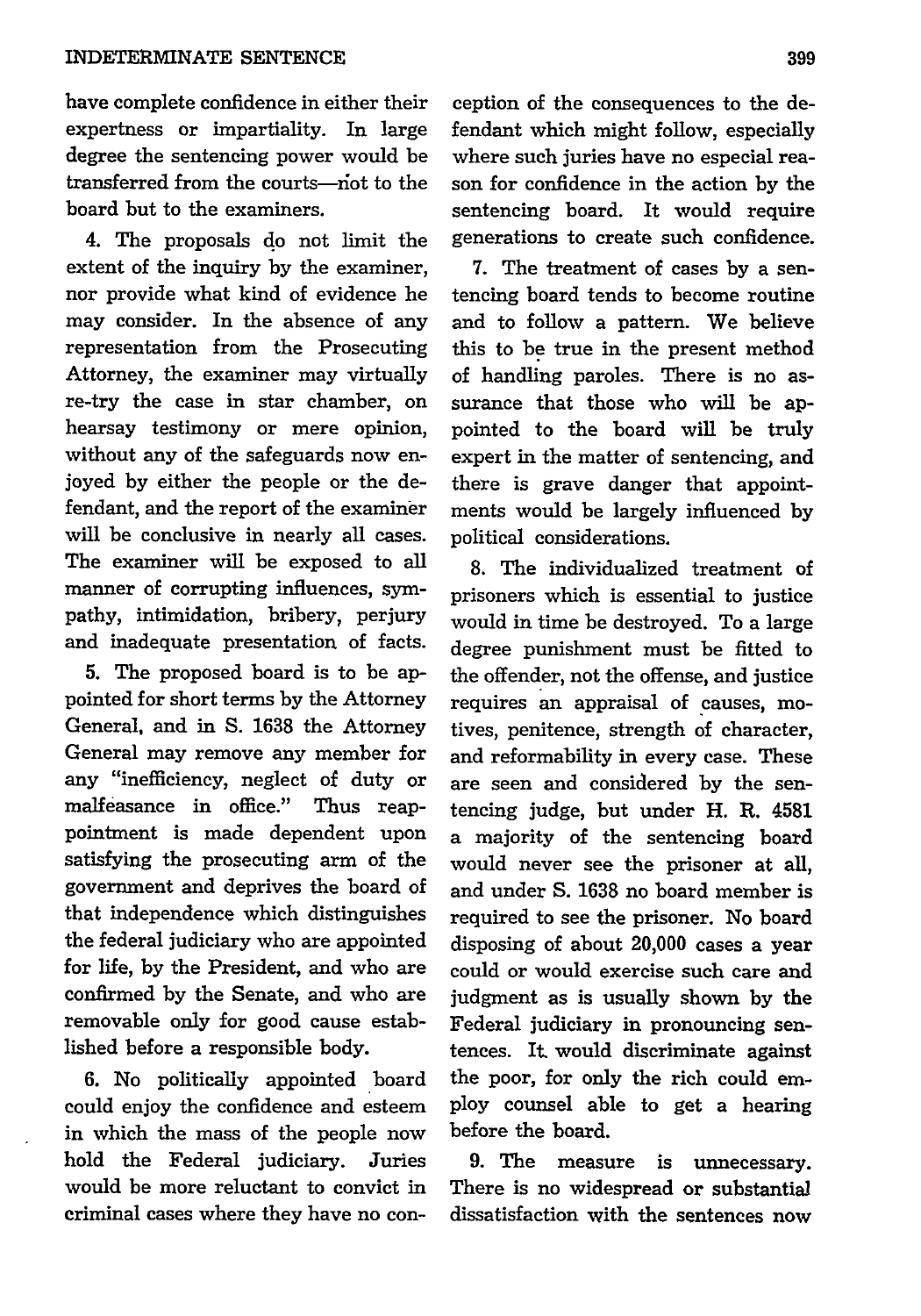have complete confidence in either their expertness or impartiality. In large degree the sentencing power would be transferred from the courts—not to the board but to the examiners.

4. The proposals do not limit the extent of the inquiry by the examiner, nor provide what kind of evidence he may consider. In the absence of any representation from the Prosecuting Attorney, the examiner may virtually re-try the case in star chamber, on hearsay testimony or mere opinion, without any of the safeguards now enjoyed by either the people or the defendant, and the report of the examiner will be conclusive in nearly all cases. The examiner will be exposed to all manner of corrupting influences, sympathy, intimidation, bribery, perjury and inadequate presentation of facts.

5. The proposed board is to be appointed for short terms by the Attorney General, and in S. 1638 the Attorney General may remove any member for any "inefficiency, neglect of duty or malfeasance in office." Thus reappointment is made dependent upon satisfying the prosecuting arm of the government and deprives the board of that independence which distinguishes the federal judiciary who are appointed for life, by the President, and who are confirmed by the Senate, and who are removable only for good cause established before a responsible body.

6. No politically appointed board could enjoy the confidence and esteem in which the mass of the people now hold the Federal judiciary. Juries would be more reluctant to convict in criminal cases where they have no conception of the consequences to the defendant which might follow, especially where such juries have no especial reason for confidence in the action by the sentencing board. It would require generations to create such confidence.

7. The treatment of cases by a sentencing board tends to become routine and to follow a pattern. We believe this to be true in the present method of handling paroles. There is no assurance that those who will be appointed to the board will be truly expert in the matter of sentencing, and there is grave danger that appointments would be largely influenced by political considerations.

8. The individualized treatment of prisoners which is essential to justice would in time be destroyed. To a large degree punishment must be fitted to the offender, not the offense, and justice requires an appraisal of causes, motives, penitence, strength of character, and reformability in every case. These are seen and considered by the sentencing judge, but under H. R. 4581 a majority of the sentencing board would never see the prisoner at all, and under S. 1638 no board member is required to see the prisoner. No board disposing of about 20,000 cases a year could or would exercise such care and judgment as is usually shown by the Federal judiciary in pronouncing sentences. It would discriminate against the poor, for only the rich could employ counsel able to get a hearing before the board.

9. The measure is unnecessary. There is no widespread or substantial dissatisfaction with the sentences now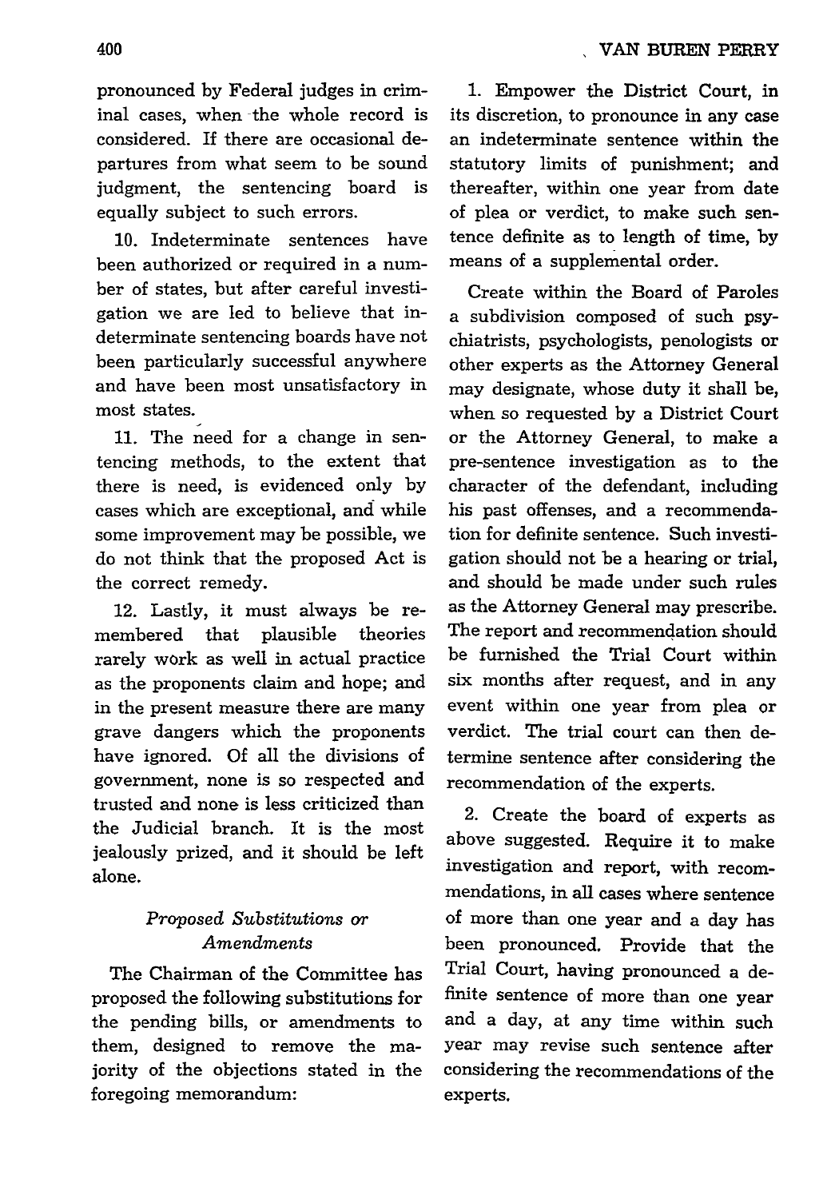pronounced by Federal judges in criminal cases, when the whole record is considered. If there are occasional departures from what seem to be sound judgment, the sentencing board is equally subject to such errors.

10. Indeterminate sentences have been authorized or required in a number of states, but after careful investigation we are led to believe that indeterminate sentencing boards have not been particularly successful anywhere and have been most unsatisfactory in most states.

11. The need for a change in sentencing methods, to the extent that there is need, is evidenced only by cases which are exceptional, and while some improvement may be possible, we do not think that the proposed Act is the correct remedy.

12. Lastly, it must always be remembered that plausible theories rarely work as well in actual practice as the proponents claim and hope; and in the present measure there are many grave dangers which the proponents have ignored. Of all the divisions of government, none is so respected and trusted and none is less criticized than the Judicial branch. It is the most jealously prized, and it should be left alone.

### *Proposed Substitutions or Amendments*

The Chairman of the Committee has proposed the following substitutions for the pending bills, or amendments to them, designed to remove the majority of the objections stated in the foregoing memorandum:

1. Empower the District Court, in its discretion, to pronounce in any case an indeterminate sentence within the statutory limits of punishment; and thereafter, within one year from date of plea or verdict, to make such sentence definite as to length of time, by means of a supplemental order.

Create within the Board of Paroles a subdivision composed of such psychiatrists, psychologists, penologists or other experts as the Attorney General may designate, whose duty it shall be, when so requested by a District Court or the Attorney General, to make a pre-sentence investigation as to the character of the defendant, including his past offenses, and a recommendation for definite sentence. Such investigation should not be a hearing or trial, and should be made under such rules as the Attorney General may prescribe. The report and recommendation should be furnished the Trial Court within six months after request, and in any event within one year from plea or verdict. The trial court can then determine sentence after considering the recommendation of the experts.

2. Create the board of experts as above suggested. Require it to make investigation and report, with recommendations, in all cases where sentence of more than one year and a day has been pronounced. Provide that the Trial Court, having pronounced a definite sentence of more than one year and a day, at any time within such year may revise such sentence after considering the recommendations of the experts.